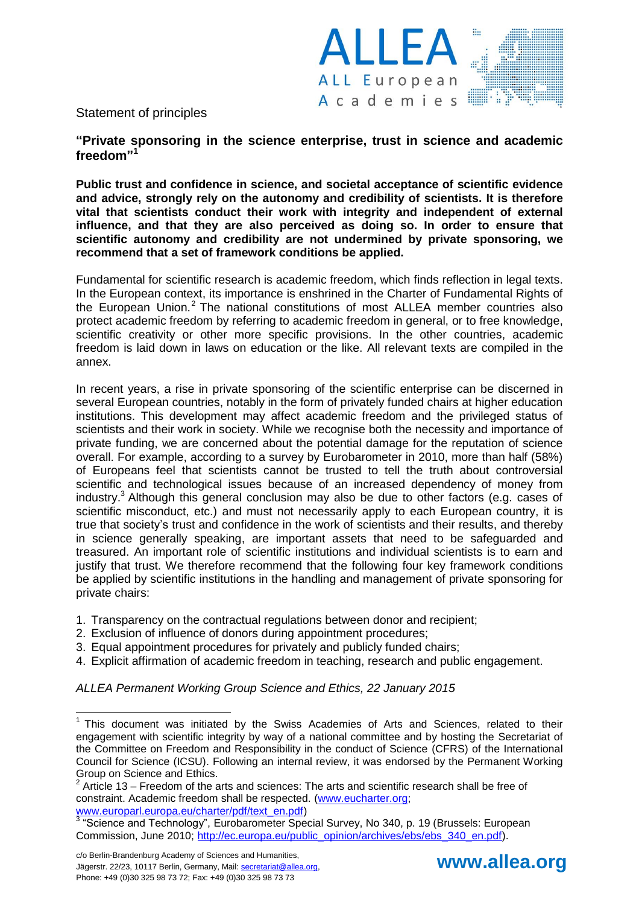Statement of principles

# "Private sponsoring in the science enterprise, trust in science and academic freedom"[1]

**Public trust and confidence in science, and societal acceptance of scientific evidence and advice, strongly rely on the autonomy and credibility of scientists. It is therefore vital that scientists conduct their work with integrity and independent of external influence, and that they are also perceived as doing so. In order to ensure that scientific autonomy and credibility are not undermined by private sponsoring, we recommend that a set of framework conditions be applied.**

Fundamental for scientific research is academic freedom, which finds reflection in legal texts. In the European context, its importance is enshrined in the Charter of Fundamental Rights of the European Union.[2] The national constitutions of most ALLEA member countries also protect academic freedom by referring to academic freedom in general, or to free knowledge, scientific creativity or other more specific provisions. In the other countries, academic freedom is laid down in laws on education or the like. All relevant texts are compiled in the annex.

In recent years, a rise in private sponsoring of the scientific enterprise can be discerned in several European countries, notably in the form of privately funded chairs at higher education institutions. This development may affect academic freedom and the privileged status of scientists and their work in society. While we recognise both the necessity and importance of private funding, we are concerned about the potential damage for the reputation of science overall. For example, according to a survey by Eurobarometer in 2010, more than half (58%) of Europeans feel that scientists cannot be trusted to tell the truth about controversial scientific and technological issues because of an increased dependency of money from industry.[3] Although this general conclusion may also be due to other factors (e.g. cases of scientific misconduct, etc.) and must not necessarily apply to each European country, it is true that society's trust and confidence in the work of scientists and their results, and thereby in science generally speaking, are important assets that need to be safeguarded and treasured. An important role of scientific institutions and individual scientists is to earn and justify that trust. We therefore recommend that the following four key framework conditions be applied by scientific institutions in the handling and management of private sponsoring for private chairs:

1. Transparency on the contractual regulations between donor and recipient;
2. Exclusion of influence of donors during appointment procedures;
3. Equal appointment procedures for privately and publicly funded chairs;
4. Explicit affirmation of academic freedom in teaching, research and public engagement.

*ALLEA Permanent Working Group Science and Ethics, 22 January 2015*

---

[1] This document was initiated by the Swiss Academies of Arts and Sciences, related to their engagement with scientific integrity by way of a national committee and by hosting the Secretariat of the Committee on Freedom and Responsibility in the conduct of Science (CFRS) of the International Council for Science (ICSU). Following an internal review, it was endorsed by the Permanent Working Group on Science and Ethics.

[2] Article 13 – Freedom of the arts and sciences: The arts and scientific research shall be free of constraint. Academic freedom shall be respected. (www.eucharter.org; www.europarl.europa.eu/charter/pdf/text_en.pdf)

[3] "Science and Technology", Eurobarometer Special Survey, No 340, p. 19 (Brussels: European Commission, June 2010; http://ec.europa.eu/public_opinion/archives/ebs/ebs_340_en.pdf).

c/o Berlin-Brandenburg Academy of Sciences and Humanities, Jägerstr. 22/23, 10117 Berlin, Germany, Mail: secretariat@allea.org, Phone: +49 (0)30 325 98 73 72; Fax: +49 (0)30 325 98 73 73

www.allea.org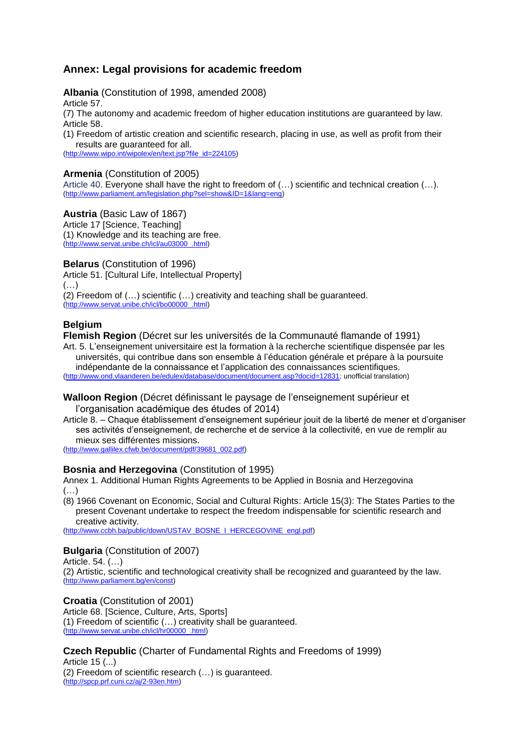## Annex: Legal provisions for academic freedom

**Albania** (Constitution of 1998, amended 2008)

Article 57.

(7) The autonomy and academic freedom of higher education institutions are guaranteed by law.

Article 58.

(1) Freedom of artistic creation and scientific research, placing in use, as well as profit from their results are guaranteed for all.

(http://www.wipo.int/wipolex/en/text.jsp?file_id=224105)

**Armenia** (Constitution of 2005)

Article 40. Everyone shall have the right to freedom of (…) scientific and technical creation (…).

(http://www.parliament.am/legislation.php?sel=show&ID=1&lang=eng)

**Austria** (Basic Law of 1867)

Article 17 [Science, Teaching]

(1) Knowledge and its teaching are free.

(http://www.servat.unibe.ch/icl/au03000_.html)

**Belarus** (Constitution of 1996)

Article 51. [Cultural Life, Intellectual Property]

(…)

(2) Freedom of (…) scientific (…) creativity and teaching shall be guaranteed.

(http://www.servat.unibe.ch/icl/bo00000_.html)

**Belgium**

**Flemish Region** (Décret sur les universités de la Communauté flamande of 1991)

Art. 5. L'enseignement universitaire est la formation à la recherche scientifique dispensée par les universités, qui contribue dans son ensemble à l'éducation générale et prépare à la poursuite indépendante de la connaissance et l'application des connaissances scientifiques.

(http://www.ond.vlaanderen.be/edulex/database/document/document.asp?docid=12831; unofficial translation)

**Walloon Region** (Décret définissant le paysage de l'enseignement supérieur et l'organisation académique des études of 2014)

Article 8. – Chaque établissement d'enseignement supérieur jouit de la liberté de mener et d'organiser ses activités d'enseignement, de recherche et de service à la collectivité, en vue de remplir au mieux ses différentes missions.

(http://www.gallilex.cfwb.be/document/pdf/39681_002.pdf)

**Bosnia and Herzegovina** (Constitution of 1995)

Annex 1. Additional Human Rights Agreements to be Applied in Bosnia and Herzegovina

(…)

(8) 1966 Covenant on Economic, Social and Cultural Rights: Article 15(3): The States Parties to the present Covenant undertake to respect the freedom indispensable for scientific research and creative activity.

(http://www.ccbh.ba/public/down/USTAV_BOSNE_I_HERCEGOVINE_engl.pdf)

**Bulgaria** (Constitution of 2007)

Article. 54. (…)

(2) Artistic, scientific and technological creativity shall be recognized and guaranteed by the law.

(http://www.parliament.bg/en/const)

**Croatia** (Constitution of 2001)

Article 68. [Science, Culture, Arts, Sports]

(1) Freedom of scientific (…) creativity shall be guaranteed.

(http://www.servat.unibe.ch/icl/hr00000_.html)

**Czech Republic** (Charter of Fundamental Rights and Freedoms of 1999)

Article 15 (...)

(2) Freedom of scientific research (…) is guaranteed.

(http://spcp.prf.cuni.cz/aj/2-93en.htm)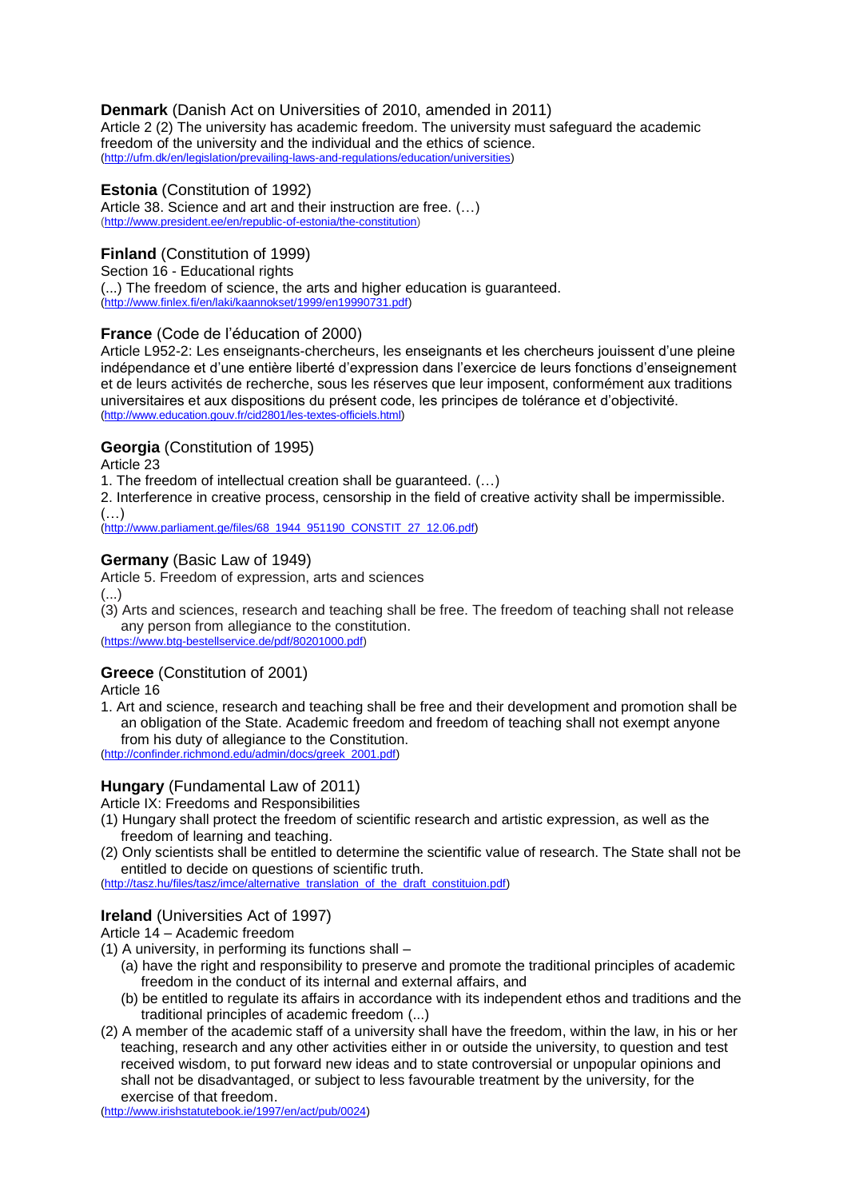**Denmark** (Danish Act on Universities of 2010, amended in 2011)

Article 2 (2) The university has academic freedom. The university must safeguard the academic freedom of the university and the individual and the ethics of science.
(http://ufm.dk/en/legislation/prevailing-laws-and-regulations/education/universities)

**Estonia** (Constitution of 1992)

Article 38. Science and art and their instruction are free. (…)
(http://www.president.ee/en/republic-of-estonia/the-constitution)

**Finland** (Constitution of 1999)

Section 16 - Educational rights

(...) The freedom of science, the arts and higher education is guaranteed.
(http://www.finlex.fi/en/laki/kaannokset/1999/en19990731.pdf)

**France** (Code de l'éducation of 2000)

Article L952-2: Les enseignants-chercheurs, les enseignants et les chercheurs jouissent d'une pleine indépendance et d'une entière liberté d'expression dans l'exercice de leurs fonctions d'enseignement et de leurs activités de recherche, sous les réserves que leur imposent, conformément aux traditions universitaires et aux dispositions du présent code, les principes de tolérance et d'objectivité.
(http://www.education.gouv.fr/cid2801/les-textes-officiels.html)

**Georgia** (Constitution of 1995)

Article 23

1. The freedom of intellectual creation shall be guaranteed. (…)
2. Interference in creative process, censorship in the field of creative activity shall be impermissible. (…)

(http://www.parliament.ge/files/68_1944_951190_CONSTIT_27_12.06.pdf)

**Germany** (Basic Law of 1949)

Article 5. Freedom of expression, arts and sciences

(...)

(3) Arts and sciences, research and teaching shall be free. The freedom of teaching shall not release any person from allegiance to the constitution.

(https://www.btg-bestellservice.de/pdf/80201000.pdf)

**Greece** (Constitution of 2001)

Article 16

1. Art and science, research and teaching shall be free and their development and promotion shall be an obligation of the State. Academic freedom and freedom of teaching shall not exempt anyone from his duty of allegiance to the Constitution.

(http://confinder.richmond.edu/admin/docs/greek_2001.pdf)

**Hungary** (Fundamental Law of 2011)

Article IX: Freedoms and Responsibilities

(1) Hungary shall protect the freedom of scientific research and artistic expression, as well as the freedom of learning and teaching.
(2) Only scientists shall be entitled to determine the scientific value of research. The State shall not be entitled to decide on questions of scientific truth.

(http://tasz.hu/files/tasz/imce/alternative_translation_of_the_draft_constituion.pdf)

**Ireland** (Universities Act of 1997)

Article 14 – Academic freedom

(1) A university, in performing its functions shall –
   (a) have the right and responsibility to preserve and promote the traditional principles of academic freedom in the conduct of its internal and external affairs, and
   (b) be entitled to regulate its affairs in accordance with its independent ethos and traditions and the traditional principles of academic freedom (...)
(2) A member of the academic staff of a university shall have the freedom, within the law, in his or her teaching, research and any other activities either in or outside the university, to question and test received wisdom, to put forward new ideas and to state controversial or unpopular opinions and shall not be disadvantaged, or subject to less favourable treatment by the university, for the exercise of that freedom.

(http://www.irishstatutebook.ie/1997/en/act/pub/0024)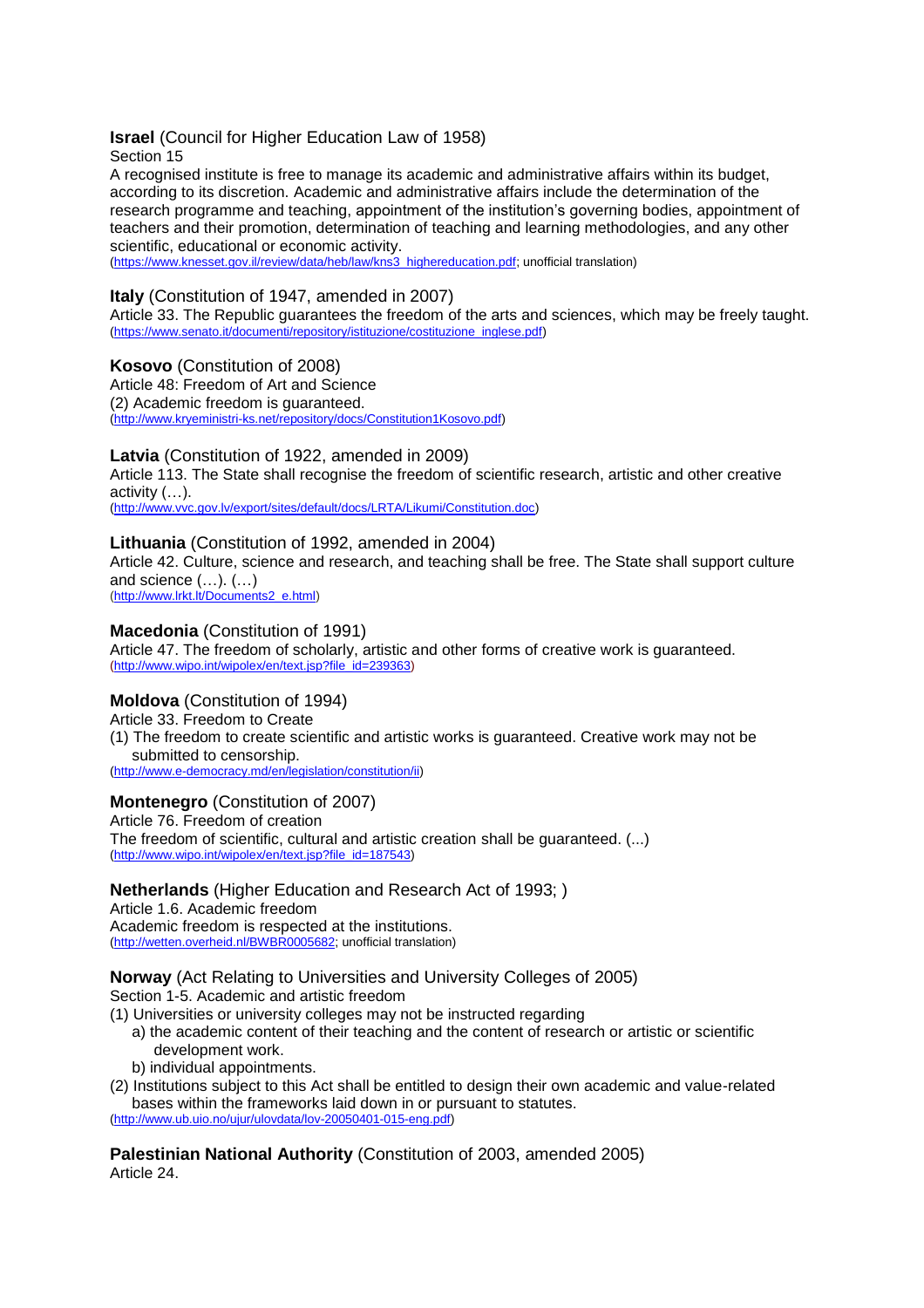**Israel** (Council for Higher Education Law of 1958)
Section 15
A recognised institute is free to manage its academic and administrative affairs within its budget, according to its discretion. Academic and administrative affairs include the determination of the research programme and teaching, appointment of the institution's governing bodies, appointment of teachers and their promotion, determination of teaching and learning methodologies, and any other scientific, educational or economic activity.
(https://www.knesset.gov.il/review/data/heb/law/kns3_highereducation.pdf; unofficial translation)

**Italy** (Constitution of 1947, amended in 2007)
Article 33. The Republic guarantees the freedom of the arts and sciences, which may be freely taught.
(https://www.senato.it/documenti/repository/istituzione/costituzione_inglese.pdf)

**Kosovo** (Constitution of 2008)
Article 48: Freedom of Art and Science
(2) Academic freedom is guaranteed.
(http://www.kryeministri-ks.net/repository/docs/Constitution1Kosovo.pdf)

**Latvia** (Constitution of 1922, amended in 2009)
Article 113. The State shall recognise the freedom of scientific research, artistic and other creative activity (…).
(http://www.vvc.gov.lv/export/sites/default/docs/LRTA/Likumi/Constitution.doc)

**Lithuania** (Constitution of 1992, amended in 2004)
Article 42. Culture, science and research, and teaching shall be free. The State shall support culture and science (…). (…)
(http://www.lrkt.lt/Documents2_e.html)

**Macedonia** (Constitution of 1991)
Article 47. The freedom of scholarly, artistic and other forms of creative work is guaranteed.
(http://www.wipo.int/wipolex/en/text.jsp?file_id=239363)

**Moldova** (Constitution of 1994)
Article 33. Freedom to Create
(1) The freedom to create scientific and artistic works is guaranteed. Creative work may not be submitted to censorship.
(http://www.e-democracy.md/en/legislation/constitution/ii)

**Montenegro** (Constitution of 2007)
Article 76. Freedom of creation
The freedom of scientific, cultural and artistic creation shall be guaranteed. (...)
(http://www.wipo.int/wipolex/en/text.jsp?file_id=187543)

**Netherlands** (Higher Education and Research Act of 1993; )
Article 1.6. Academic freedom
Academic freedom is respected at the institutions.
(http://wetten.overheid.nl/BWBR0005682; unofficial translation)

**Norway** (Act Relating to Universities and University Colleges of 2005)
Section 1-5. Academic and artistic freedom
(1) Universities or university colleges may not be instructed regarding
   a) the academic content of their teaching and the content of research or artistic or scientific development work.
   b) individual appointments.
(2) Institutions subject to this Act shall be entitled to design their own academic and value-related bases within the frameworks laid down in or pursuant to statutes.
(http://www.ub.uio.no/ujur/ulovdata/lov-20050401-015-eng.pdf)

**Palestinian National Authority** (Constitution of 2003, amended 2005)
Article 24.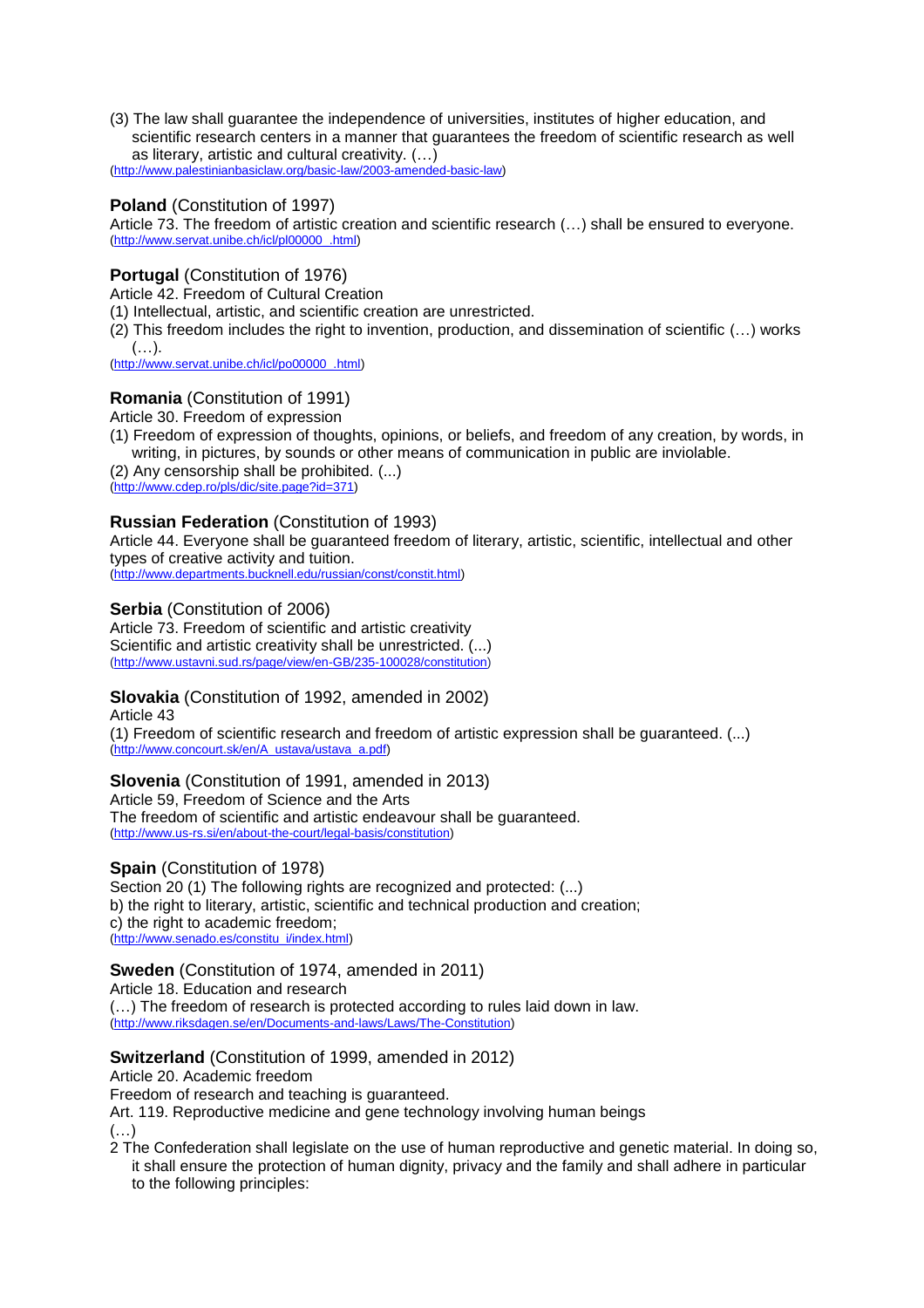(3) The law shall guarantee the independence of universities, institutes of higher education, and scientific research centers in a manner that guarantees the freedom of scientific research as well as literary, artistic and cultural creativity. (…)
(http://www.palestinianbasiclaw.org/basic-law/2003-amended-basic-law)

**Poland** (Constitution of 1997)
Article 73. The freedom of artistic creation and scientific research (…) shall be ensured to everyone.
(http://www.servat.unibe.ch/icl/pl00000_.html)

**Portugal** (Constitution of 1976)
Article 42. Freedom of Cultural Creation
(1) Intellectual, artistic, and scientific creation are unrestricted.
(2) This freedom includes the right to invention, production, and dissemination of scientific (…) works (…).
(http://www.servat.unibe.ch/icl/po00000_.html)

**Romania** (Constitution of 1991)
Article 30. Freedom of expression
(1) Freedom of expression of thoughts, opinions, or beliefs, and freedom of any creation, by words, in writing, in pictures, by sounds or other means of communication in public are inviolable.
(2) Any censorship shall be prohibited. (...)
(http://www.cdep.ro/pls/dic/site.page?id=371)

**Russian Federation** (Constitution of 1993)
Article 44. Everyone shall be guaranteed freedom of literary, artistic, scientific, intellectual and other types of creative activity and tuition.
(http://www.departments.bucknell.edu/russian/const/constit.html)

**Serbia** (Constitution of 2006)
Article 73. Freedom of scientific and artistic creativity
Scientific and artistic creativity shall be unrestricted. (...)
(http://www.ustavni.sud.rs/page/view/en-GB/235-100028/constitution)

**Slovakia** (Constitution of 1992, amended in 2002)
Article 43
(1) Freedom of scientific research and freedom of artistic expression shall be guaranteed. (...)
(http://www.concourt.sk/en/A_ustava/ustava_a.pdf)

**Slovenia** (Constitution of 1991, amended in 2013)
Article 59, Freedom of Science and the Arts
The freedom of scientific and artistic endeavour shall be guaranteed.
(http://www.us-rs.si/en/about-the-court/legal-basis/constitution)

**Spain** (Constitution of 1978)
Section 20 (1) The following rights are recognized and protected: (...)
b) the right to literary, artistic, scientific and technical production and creation;
c) the right to academic freedom;
(http://www.senado.es/constitu_i/index.html)

**Sweden** (Constitution of 1974, amended in 2011)
Article 18. Education and research
(…) The freedom of research is protected according to rules laid down in law.
(http://www.riksdagen.se/en/Documents-and-laws/Laws/The-Constitution)

**Switzerland** (Constitution of 1999, amended in 2012)
Article 20. Academic freedom
Freedom of research and teaching is guaranteed.
Art. 119. Reproductive medicine and gene technology involving human beings
(…)
2 The Confederation shall legislate on the use of human reproductive and genetic material. In doing so, it shall ensure the protection of human dignity, privacy and the family and shall adhere in particular to the following principles: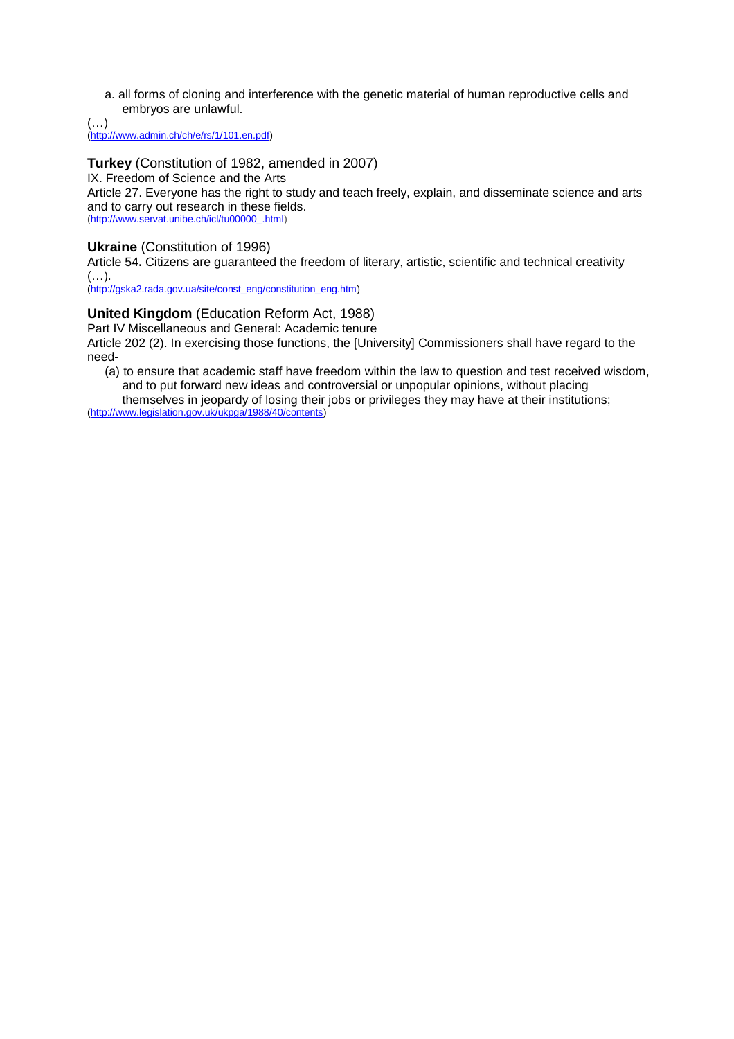a. all forms of cloning and interference with the genetic material of human reproductive cells and embryos are unlawful.

(…)

(http://www.admin.ch/ch/e/rs/1/101.en.pdf)

**Turkey** (Constitution of 1982, amended in 2007)

IX. Freedom of Science and the Arts

Article 27. Everyone has the right to study and teach freely, explain, and disseminate science and arts and to carry out research in these fields.

(http://www.servat.unibe.ch/icl/tu00000_.html)

**Ukraine** (Constitution of 1996)

Article 54**.** Citizens are guaranteed the freedom of literary, artistic, scientific and technical creativity (…).

(http://gska2.rada.gov.ua/site/const_eng/constitution_eng.htm)

**United Kingdom** (Education Reform Act, 1988)

Part IV Miscellaneous and General: Academic tenure

Article 202 (2). In exercising those functions, the [University] Commissioners shall have regard to the need-

(a) to ensure that academic staff have freedom within the law to question and test received wisdom, and to put forward new ideas and controversial or unpopular opinions, without placing themselves in jeopardy of losing their jobs or privileges they may have at their institutions;

(http://www.legislation.gov.uk/ukpga/1988/40/contents)